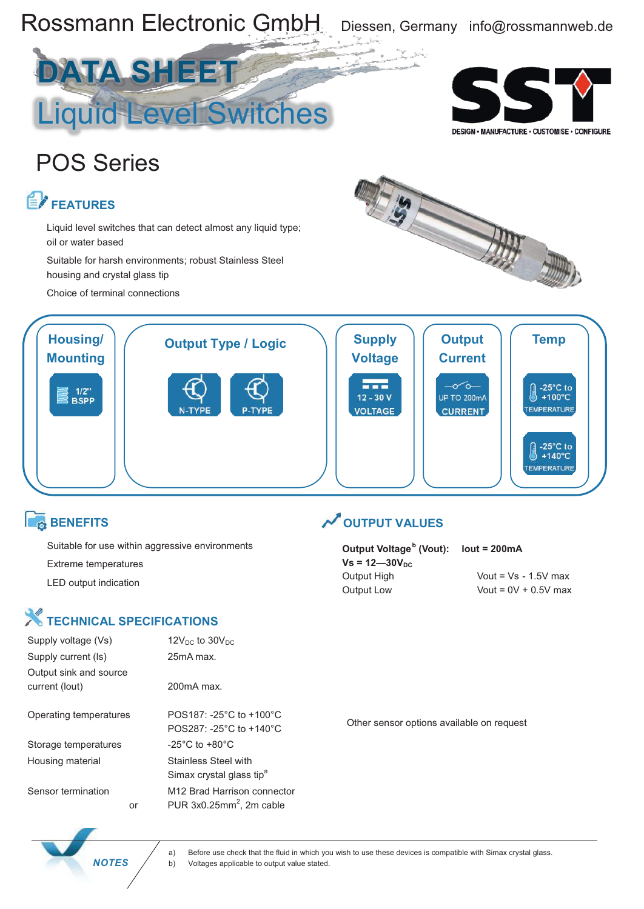Rossmann Electronic GmbH Diessen, Germany info@rossmannweb.de

# DATA SHEET
# Liquid Level Switches

SST — DESIGN • MANUFACTURE • CUSTOMISE • CONFIGURE

## POS Series

### FEATURES

Liquid level switches that can detect almost any liquid type; oil or water based

Suitable for harsh environments; robust Stainless Steel housing and crystal glass tip

Choice of terminal connections

| Housing/ Mounting | Output Type / Logic | | Supply Voltage | Output Current | Temp |
|---|---|---|---|---|---|
| 1/2" BSPP | N-TYPE | P-TYPE | 12 - 30 V VOLTAGE | UP TO 200mA CURRENT | -25°C to +100°C TEMPERATURE |
| | | | | | -25°C to +140°C TEMPERATURE |

### BENEFITS

Suitable for use within aggressive environments

Extreme temperatures

LED output indication

### OUTPUT VALUES

**Output Voltage[b] (Vout):** **Iout = 200mA**
**Vs = 12—30V$_{DC}$**

| | |
|---|---|
| Output High | Vout = Vs - 1.5V max |
| Output Low | Vout = 0V + 0.5V max |

### TECHNICAL SPECIFICATIONS

| | |
|---|---|
| Supply voltage (Vs) | 12V$_{DC}$ to 30V$_{DC}$ |
| Supply current (Is) | 25mA max. |
| Output sink and source current (Iout) | 200mA max. |
| Operating temperatures | POS187: -25°C to +100°C<br>POS287: -25°C to +140°C |
| Storage temperatures | -25°C to +80°C |
| Housing material | Stainless Steel with Simax crystal glass tip[a] |
| Sensor termination | M12 Brad Harrison connector |
| or | PUR 3x0.25mm$^2$, 2m cable |

Other sensor options available on request

**NOTES**

a) Before use check that the fluid in which you wish to use these devices is compatible with Simax crystal glass.
b) Voltages applicable to output value stated.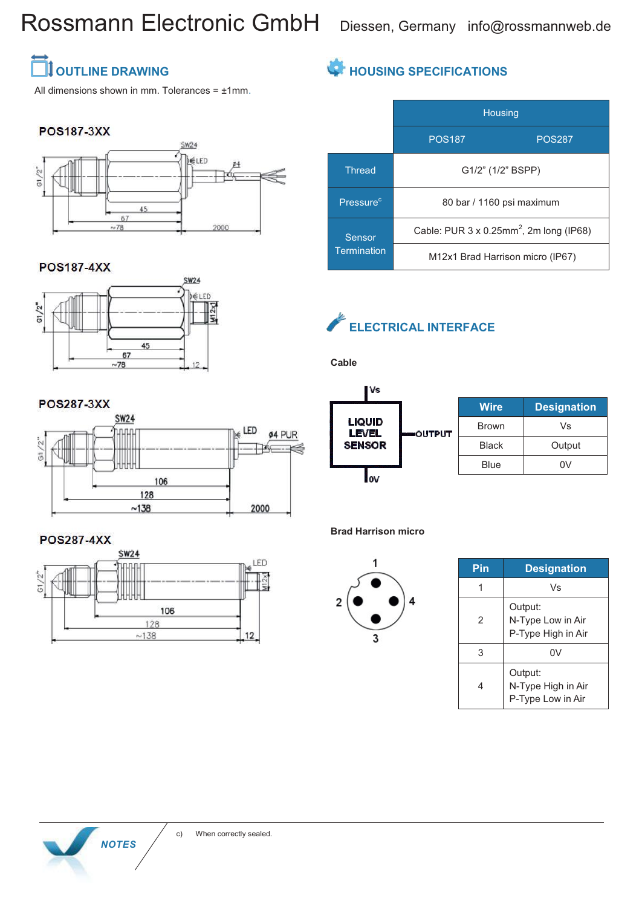# Rossmann Electronic GmbH

Diessen, Germany info@rossmannweb.de

## OUTLINE DRAWING

All dimensions shown in mm. Tolerances = ±1mm.

### POS187-3XX

### POS187-4XX

### POS287-3XX

### POS287-4XX

## HOUSING SPECIFICATIONS

| | Housing | |
|---|---|---|
| | POS187 | POS287 |
| Thread | G1/2" (1/2" BSPP) | |
| Pressure[c] | 80 bar / 1160 psi maximum | |
| Sensor Termination | Cable: PUR 3 x 0.25mm$^2$, 2m long (IP68) | |
| | M12x1 Brad Harrison micro (IP67) | |

## ELECTRICAL INTERFACE

**Cable**

| Wire | Designation |
|---|---|
| Brown | Vs |
| Black | Output |
| Blue | 0V |

**Brad Harrison micro**

| Pin | Designation |
|---|---|
| 1 | Vs |
| 2 | Output: N-Type Low in Air P-Type High in Air |
| 3 | 0V |
| 4 | Output: N-Type High in Air P-Type Low in Air |

*NOTES*

c) When correctly sealed.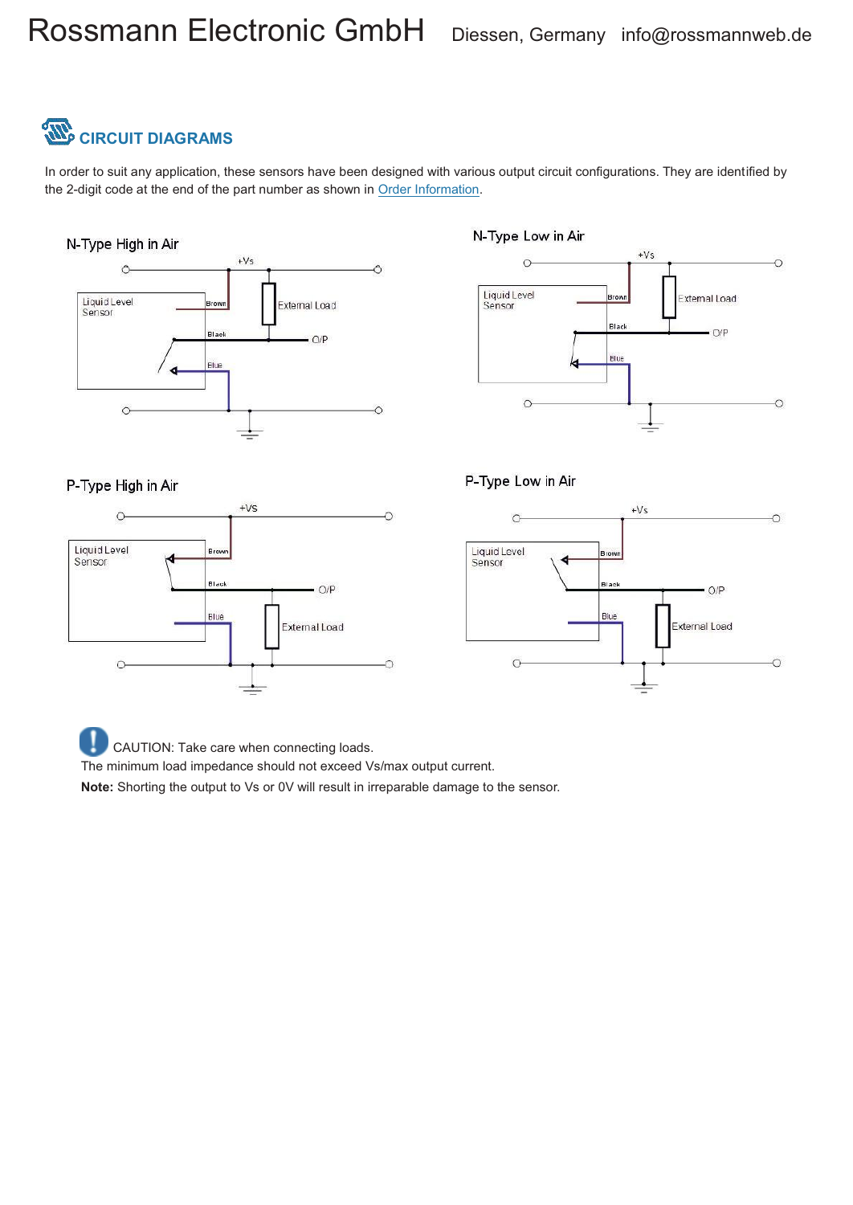## CIRCUIT DIAGRAMS

In order to suit any application, these sensors have been designed with various output circuit configurations. They are identified by the 2-digit code at the end of the part number as shown in [Order Information](#).

N-Type High in Air

N-Type Low in Air

P-Type High in Air

P-Type Low in Air

CAUTION: Take care when connecting loads.
The minimum load impedance should not exceed Vs/max output current.

**Note:** Shorting the output to Vs or 0V will result in irreparable damage to the sensor.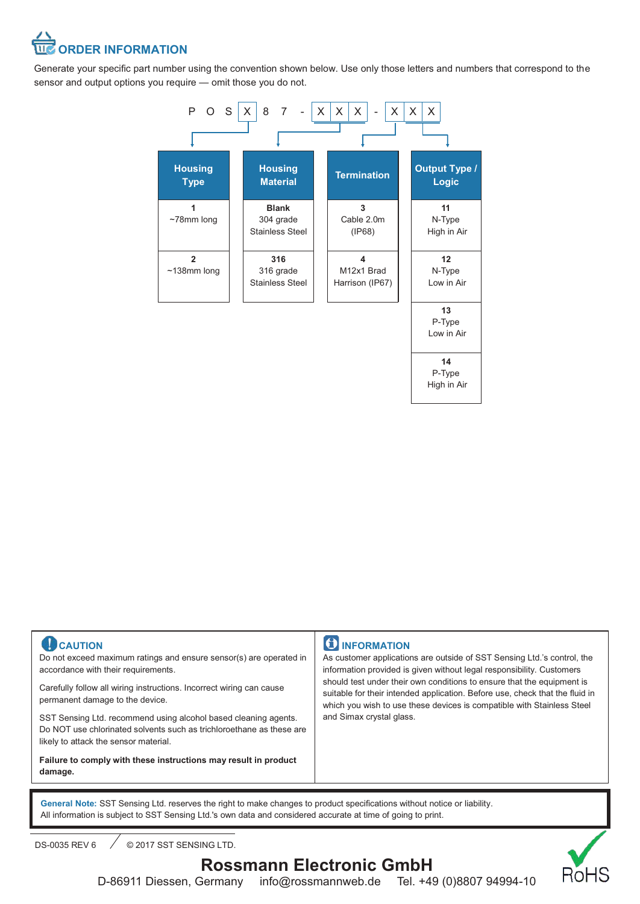## ORDER INFORMATION

Generate your specific part number using the convention shown below. Use only those letters and numbers that correspond to the sensor and output options you require — omit those you do not.

P O S X 8 7 - X X X - X X X

| Housing Type | Housing Material | Termination | Output Type / Logic |
|---|---|---|---|
| **1** ~78mm long | **Blank** 304 grade Stainless Steel | **3** Cable 2.0m (IP68) | **11** N-Type High in Air |
| **2** ~138mm long | **316** 316 grade Stainless Steel | **4** M12x1 Brad Harrison (IP67) | **12** N-Type Low in Air |
| | | | **13** P-Type Low in Air |
| | | | **14** P-Type High in Air |

### CAUTION

Do not exceed maximum ratings and ensure sensor(s) are operated in accordance with their requirements.

Carefully follow all wiring instructions. Incorrect wiring can cause permanent damage to the device.

SST Sensing Ltd. recommend using alcohol based cleaning agents. Do NOT use chlorinated solvents such as trichloroethane as these are likely to attack the sensor material.

**Failure to comply with these instructions may result in product damage.**

### INFORMATION

As customer applications are outside of SST Sensing Ltd.'s control, the information provided is given without legal responsibility. Customers should test under their own conditions to ensure that the equipment is suitable for their intended application. Before use, check that the fluid in which you wish to use these devices is compatible with Stainless Steel and Simax crystal glass.

**General Note:** SST Sensing Ltd. reserves the right to make changes to product specifications without notice or liability. All information is subject to SST Sensing Ltd.'s own data and considered accurate at time of going to print.

DS-0035 REV 6 / © 2017 SST SENSING LTD.

**Rossmann Electronic GmbH**
D-86911 Diessen, Germany info@rossmannweb.de Tel. +49 (0)8807 94994-10

RoHS